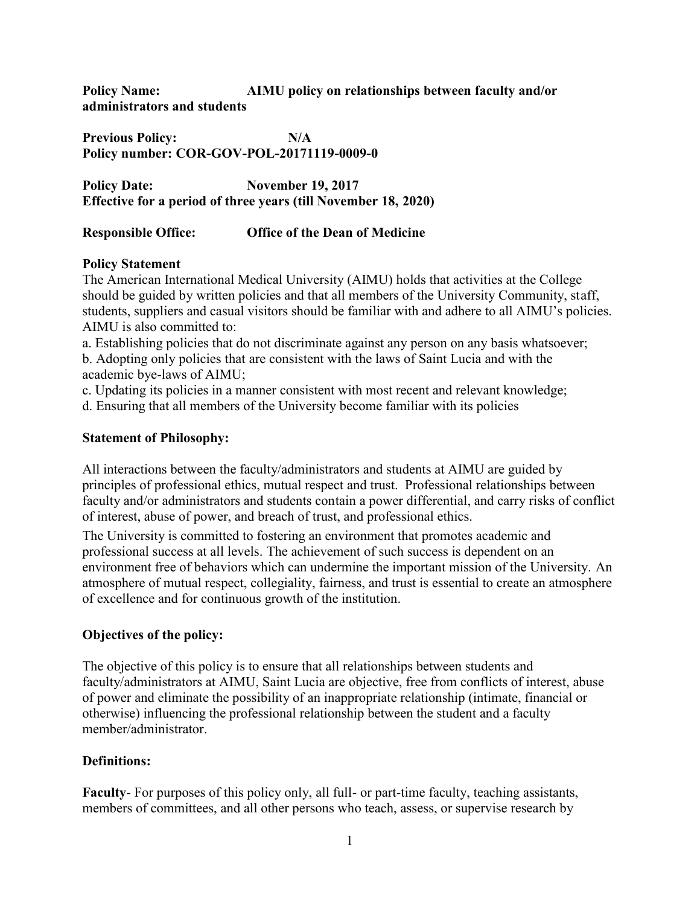**Policy Name:** **AIMU policy on relationships between faculty and/or administrators and students**

**Previous Policy:** **N/A**
**Policy number: COR-GOV-POL-20171119-0009-0**

**Policy Date:** **November 19, 2017**
**Effective for a period of three years (till November 18, 2020)**

**Responsible Office:** **Office of the Dean of Medicine**

**Policy Statement**

The American International Medical University (AIMU) holds that activities at the College should be guided by written policies and that all members of the University Community, staff, students, suppliers and casual visitors should be familiar with and adhere to all AIMU's policies. AIMU is also committed to:

a. Establishing policies that do not discriminate against any person on any basis whatsoever;
b. Adopting only policies that are consistent with the laws of Saint Lucia and with the academic bye-laws of AIMU;
c. Updating its policies in a manner consistent with most recent and relevant knowledge;
d. Ensuring that all members of the University become familiar with its policies

**Statement of Philosophy:**

All interactions between the faculty/administrators and students at AIMU are guided by principles of professional ethics, mutual respect and trust. Professional relationships between faculty and/or administrators and students contain a power differential, and carry risks of conflict of interest, abuse of power, and breach of trust, and professional ethics.

The University is committed to fostering an environment that promotes academic and professional success at all levels. The achievement of such success is dependent on an environment free of behaviors which can undermine the important mission of the University. An atmosphere of mutual respect, collegiality, fairness, and trust is essential to create an atmosphere of excellence and for continuous growth of the institution.

**Objectives of the policy:**

The objective of this policy is to ensure that all relationships between students and faculty/administrators at AIMU, Saint Lucia are objective, free from conflicts of interest, abuse of power and eliminate the possibility of an inappropriate relationship (intimate, financial or otherwise) influencing the professional relationship between the student and a faculty member/administrator.

**Definitions:**

**Faculty**- For purposes of this policy only, all full- or part-time faculty, teaching assistants, members of committees, and all other persons who teach, assess, or supervise research by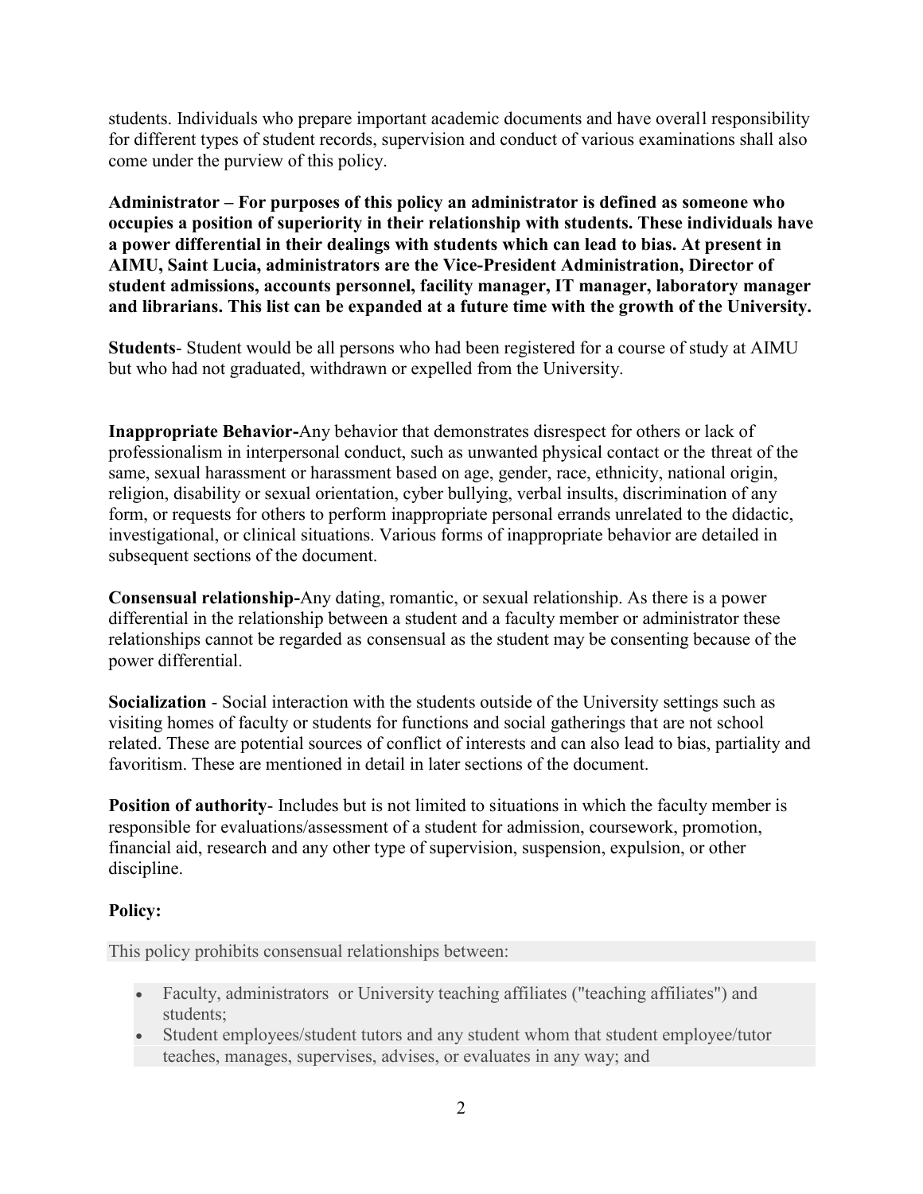students. Individuals who prepare important academic documents and have overall responsibility for different types of student records, supervision and conduct of various examinations shall also come under the purview of this policy.

**Administrator – For purposes of this policy an administrator is defined as someone who occupies a position of superiority in their relationship with students. These individuals have a power differential in their dealings with students which can lead to bias. At present in AIMU, Saint Lucia, administrators are the Vice-President Administration, Director of student admissions, accounts personnel, facility manager, IT manager, laboratory manager and librarians. This list can be expanded at a future time with the growth of the University.**

**Students**- Student would be all persons who had been registered for a course of study at AIMU but who had not graduated, withdrawn or expelled from the University.

**Inappropriate Behavior-**Any behavior that demonstrates disrespect for others or lack of professionalism in interpersonal conduct, such as unwanted physical contact or the threat of the same, sexual harassment or harassment based on age, gender, race, ethnicity, national origin, religion, disability or sexual orientation, cyber bullying, verbal insults, discrimination of any form, or requests for others to perform inappropriate personal errands unrelated to the didactic, investigational, or clinical situations. Various forms of inappropriate behavior are detailed in subsequent sections of the document.

**Consensual relationship-**Any dating, romantic, or sexual relationship. As there is a power differential in the relationship between a student and a faculty member or administrator these relationships cannot be regarded as consensual as the student may be consenting because of the power differential.

**Socialization** - Social interaction with the students outside of the University settings such as visiting homes of faculty or students for functions and social gatherings that are not school related. These are potential sources of conflict of interests and can also lead to bias, partiality and favoritism. These are mentioned in detail in later sections of the document.

**Position of authority**- Includes but is not limited to situations in which the faculty member is responsible for evaluations/assessment of a student for admission, coursework, promotion, financial aid, research and any other type of supervision, suspension, expulsion, or other discipline.

**Policy:**

This policy prohibits consensual relationships between:

- Faculty, administrators or University teaching affiliates ("teaching affiliates") and students;
- Student employees/student tutors and any student whom that student employee/tutor teaches, manages, supervises, advises, or evaluates in any way; and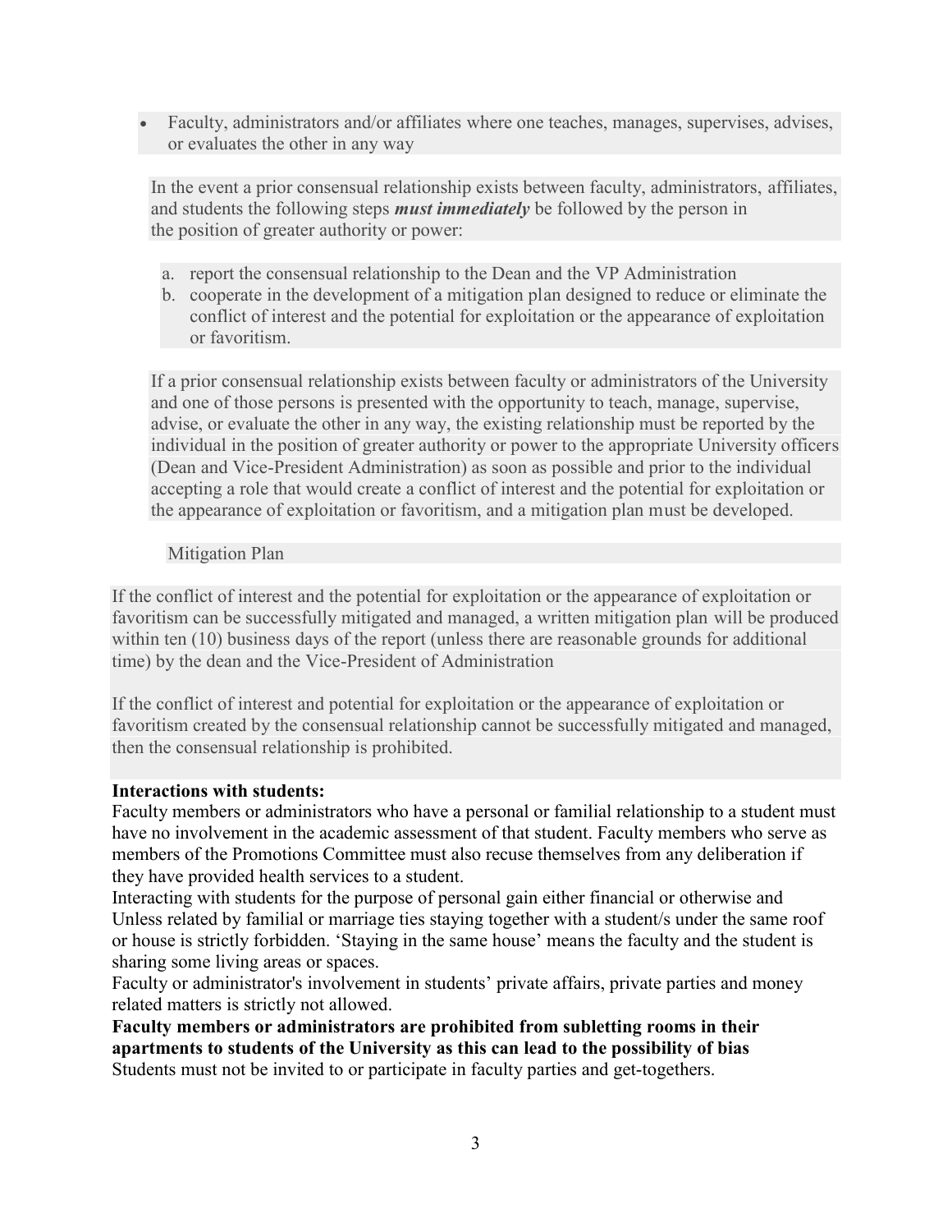- Faculty, administrators and/or affiliates where one teaches, manages, supervises, advises, or evaluates the other in any way

In the event a prior consensual relationship exists between faculty, administrators, affiliates, and students the following steps ***must immediately*** be followed by the person in the position of greater authority or power:

a. report the consensual relationship to the Dean and the VP Administration
b. cooperate in the development of a mitigation plan designed to reduce or eliminate the conflict of interest and the potential for exploitation or the appearance of exploitation or favoritism.

If a prior consensual relationship exists between faculty or administrators of the University and one of those persons is presented with the opportunity to teach, manage, supervise, advise, or evaluate the other in any way, the existing relationship must be reported by the individual in the position of greater authority or power to the appropriate University officers (Dean and Vice-President Administration) as soon as possible and prior to the individual accepting a role that would create a conflict of interest and the potential for exploitation or the appearance of exploitation or favoritism, and a mitigation plan must be developed.

Mitigation Plan

If the conflict of interest and the potential for exploitation or the appearance of exploitation or favoritism can be successfully mitigated and managed, a written mitigation plan will be produced within ten (10) business days of the report (unless there are reasonable grounds for additional time) by the dean and the Vice-President of Administration

If the conflict of interest and potential for exploitation or the appearance of exploitation or favoritism created by the consensual relationship cannot be successfully mitigated and managed, then the consensual relationship is prohibited.

**Interactions with students:**

Faculty members or administrators who have a personal or familial relationship to a student must have no involvement in the academic assessment of that student. Faculty members who serve as members of the Promotions Committee must also recuse themselves from any deliberation if they have provided health services to a student.

Interacting with students for the purpose of personal gain either financial or otherwise and Unless related by familial or marriage ties staying together with a student/s under the same roof or house is strictly forbidden. 'Staying in the same house' means the faculty and the student is sharing some living areas or spaces.

Faculty or administrator's involvement in students' private affairs, private parties and money related matters is strictly not allowed.

**Faculty members or administrators are prohibited from subletting rooms in their apartments to students of the University as this can lead to the possibility of bias**

Students must not be invited to or participate in faculty parties and get-togethers.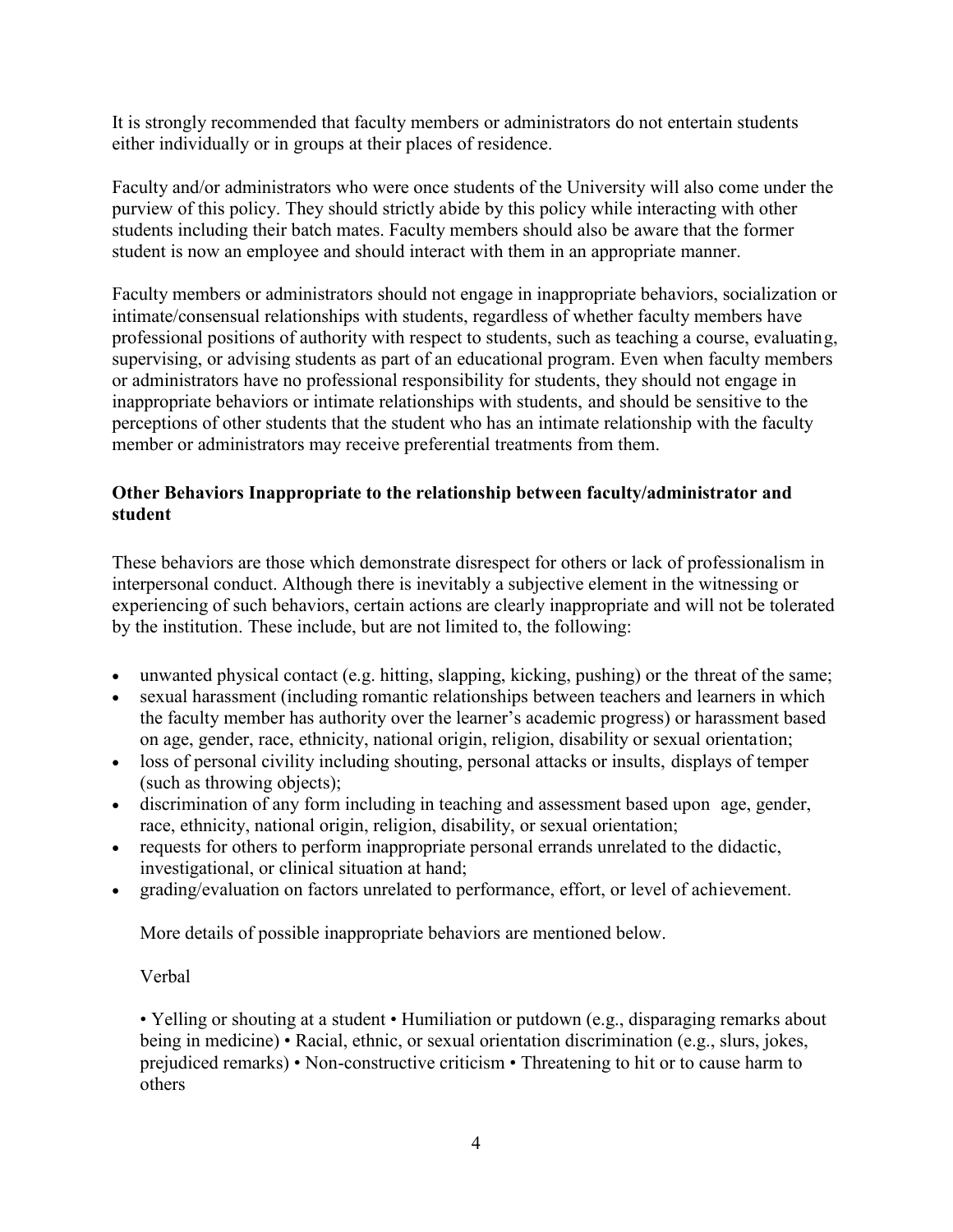It is strongly recommended that faculty members or administrators do not entertain students either individually or in groups at their places of residence.

Faculty and/or administrators who were once students of the University will also come under the purview of this policy. They should strictly abide by this policy while interacting with other students including their batch mates. Faculty members should also be aware that the former student is now an employee and should interact with them in an appropriate manner.

Faculty members or administrators should not engage in inappropriate behaviors, socialization or intimate/consensual relationships with students, regardless of whether faculty members have professional positions of authority with respect to students, such as teaching a course, evaluating, supervising, or advising students as part of an educational program. Even when faculty members or administrators have no professional responsibility for students, they should not engage in inappropriate behaviors or intimate relationships with students, and should be sensitive to the perceptions of other students that the student who has an intimate relationship with the faculty member or administrators may receive preferential treatments from them.

**Other Behaviors Inappropriate to the relationship between faculty/administrator and student**

These behaviors are those which demonstrate disrespect for others or lack of professionalism in interpersonal conduct. Although there is inevitably a subjective element in the witnessing or experiencing of such behaviors, certain actions are clearly inappropriate and will not be tolerated by the institution. These include, but are not limited to, the following:

- unwanted physical contact (e.g. hitting, slapping, kicking, pushing) or the threat of the same;
- sexual harassment (including romantic relationships between teachers and learners in which the faculty member has authority over the learner's academic progress) or harassment based on age, gender, race, ethnicity, national origin, religion, disability or sexual orientation;
- loss of personal civility including shouting, personal attacks or insults, displays of temper (such as throwing objects);
- discrimination of any form including in teaching and assessment based upon age, gender, race, ethnicity, national origin, religion, disability, or sexual orientation;
- requests for others to perform inappropriate personal errands unrelated to the didactic, investigational, or clinical situation at hand;
- grading/evaluation on factors unrelated to performance, effort, or level of achievement.

More details of possible inappropriate behaviors are mentioned below.

Verbal

• Yelling or shouting at a student • Humiliation or putdown (e.g., disparaging remarks about being in medicine) • Racial, ethnic, or sexual orientation discrimination (e.g., slurs, jokes, prejudiced remarks) • Non-constructive criticism • Threatening to hit or to cause harm to others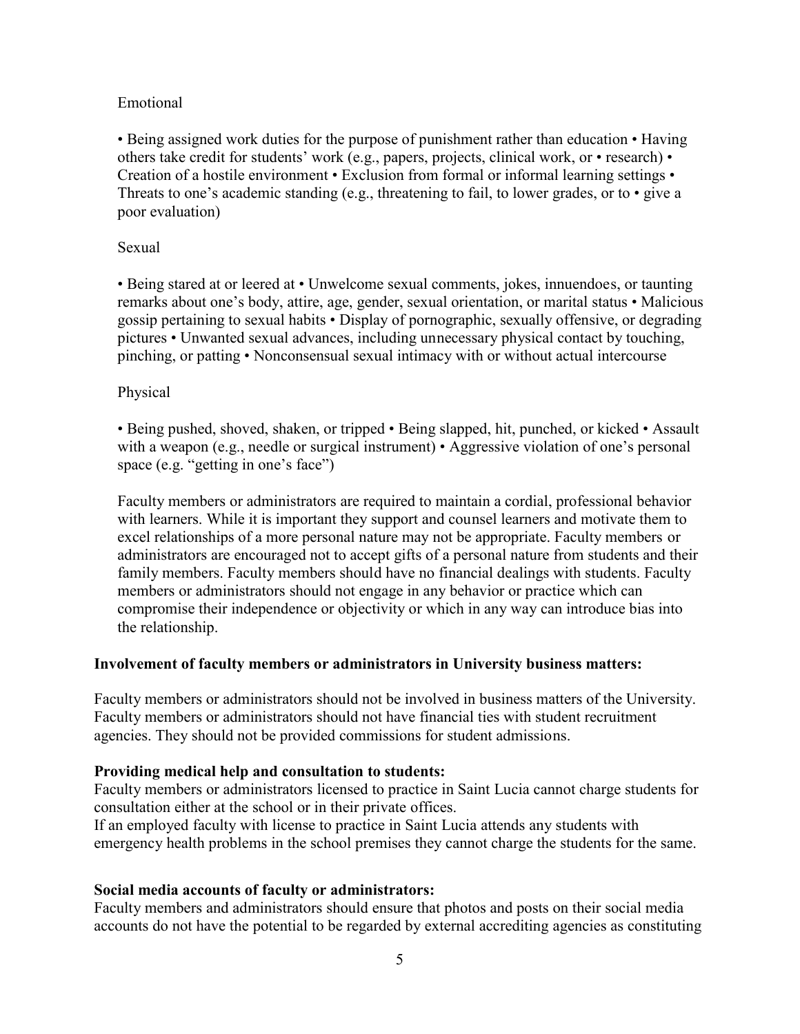Emotional

• Being assigned work duties for the purpose of punishment rather than education • Having others take credit for students' work (e.g., papers, projects, clinical work, or • research) • Creation of a hostile environment • Exclusion from formal or informal learning settings • Threats to one's academic standing (e.g., threatening to fail, to lower grades, or to • give a poor evaluation)

Sexual

• Being stared at or leered at • Unwelcome sexual comments, jokes, innuendoes, or taunting remarks about one's body, attire, age, gender, sexual orientation, or marital status • Malicious gossip pertaining to sexual habits • Display of pornographic, sexually offensive, or degrading pictures • Unwanted sexual advances, including unnecessary physical contact by touching, pinching, or patting • Nonconsensual sexual intimacy with or without actual intercourse

Physical

• Being pushed, shoved, shaken, or tripped • Being slapped, hit, punched, or kicked • Assault with a weapon (e.g., needle or surgical instrument) • Aggressive violation of one's personal space (e.g. "getting in one's face")

Faculty members or administrators are required to maintain a cordial, professional behavior with learners. While it is important they support and counsel learners and motivate them to excel relationships of a more personal nature may not be appropriate. Faculty members or administrators are encouraged not to accept gifts of a personal nature from students and their family members. Faculty members should have no financial dealings with students. Faculty members or administrators should not engage in any behavior or practice which can compromise their independence or objectivity or which in any way can introduce bias into the relationship.

**Involvement of faculty members or administrators in University business matters:**

Faculty members or administrators should not be involved in business matters of the University. Faculty members or administrators should not have financial ties with student recruitment agencies. They should not be provided commissions for student admissions.

**Providing medical help and consultation to students:**

Faculty members or administrators licensed to practice in Saint Lucia cannot charge students for consultation either at the school or in their private offices.

If an employed faculty with license to practice in Saint Lucia attends any students with emergency health problems in the school premises they cannot charge the students for the same.

**Social media accounts of faculty or administrators:**

Faculty members and administrators should ensure that photos and posts on their social media accounts do not have the potential to be regarded by external accrediting agencies as constituting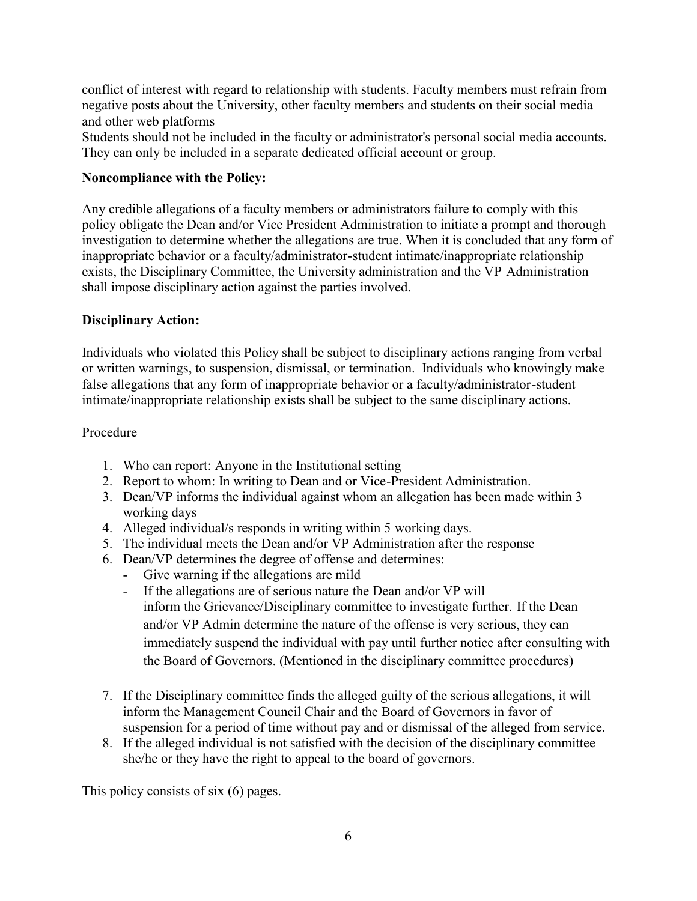conflict of interest with regard to relationship with students. Faculty members must refrain from negative posts about the University, other faculty members and students on their social media and other web platforms

Students should not be included in the faculty or administrator's personal social media accounts. They can only be included in a separate dedicated official account or group.

**Noncompliance with the Policy:**

Any credible allegations of a faculty members or administrators failure to comply with this policy obligate the Dean and/or Vice President Administration to initiate a prompt and thorough investigation to determine whether the allegations are true. When it is concluded that any form of inappropriate behavior or a faculty/administrator-student intimate/inappropriate relationship exists, the Disciplinary Committee, the University administration and the VP Administration shall impose disciplinary action against the parties involved.

**Disciplinary Action:**

Individuals who violated this Policy shall be subject to disciplinary actions ranging from verbal or written warnings, to suspension, dismissal, or termination. Individuals who knowingly make false allegations that any form of inappropriate behavior or a faculty/administrator-student intimate/inappropriate relationship exists shall be subject to the same disciplinary actions.

Procedure

1. Who can report: Anyone in the Institutional setting
2. Report to whom: In writing to Dean and or Vice-President Administration.
3. Dean/VP informs the individual against whom an allegation has been made within 3 working days
4. Alleged individual/s responds in writing within 5 working days.
5. The individual meets the Dean and/or VP Administration after the response
6. Dean/VP determines the degree of offense and determines:
   - Give warning if the allegations are mild
   - If the allegations are of serious nature the Dean and/or VP will inform the Grievance/Disciplinary committee to investigate further. If the Dean and/or VP Admin determine the nature of the offense is very serious, they can immediately suspend the individual with pay until further notice after consulting with the Board of Governors. (Mentioned in the disciplinary committee procedures)
7. If the Disciplinary committee finds the alleged guilty of the serious allegations, it will inform the Management Council Chair and the Board of Governors in favor of suspension for a period of time without pay and or dismissal of the alleged from service.
8. If the alleged individual is not satisfied with the decision of the disciplinary committee she/he or they have the right to appeal to the board of governors.

This policy consists of six (6) pages.